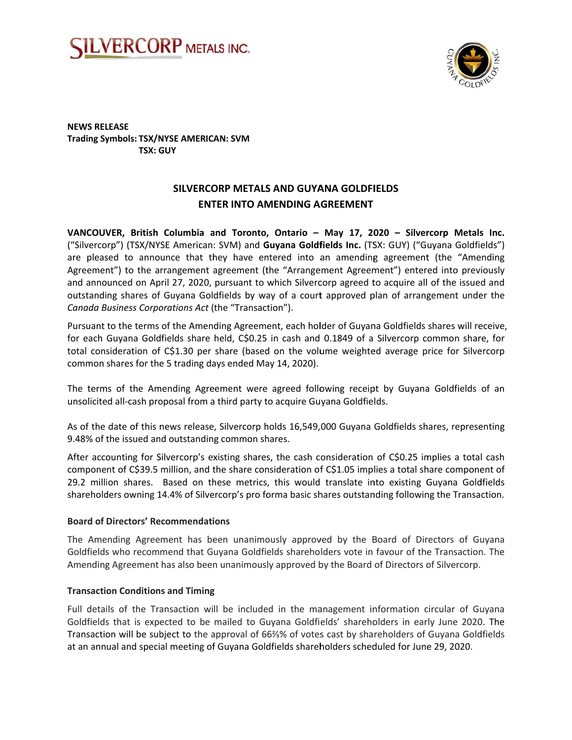**NEWS RELEASE**
**Trading Symbols: TSX/NYSE AMERICAN: SVM**
**TSX: GUY**

# SILVERCORP METALS AND GUYANA GOLDFIELDS ENTER INTO AMENDING AGREEMENT

**VANCOUVER, British Columbia and Toronto, Ontario – May 17, 2020 – Silvercorp Metals Inc.** ("Silvercorp") (TSX/NYSE American: SVM) and **Guyana Goldfields Inc.** (TSX: GUY) ("Guyana Goldfields") are pleased to announce that they have entered into an amending agreement (the "Amending Agreement") to the arrangement agreement (the "Arrangement Agreement") entered into previously and announced on April 27, 2020, pursuant to which Silvercorp agreed to acquire all of the issued and outstanding shares of Guyana Goldfields by way of a court approved plan of arrangement under the *Canada Business Corporations Act* (the "Transaction").

Pursuant to the terms of the Amending Agreement, each holder of Guyana Goldfields shares will receive, for each Guyana Goldfields share held, C$0.25 in cash and 0.1849 of a Silvercorp common share, for total consideration of C$1.30 per share (based on the volume weighted average price for Silvercorp common shares for the 5 trading days ended May 14, 2020).

The terms of the Amending Agreement were agreed following receipt by Guyana Goldfields of an unsolicited all-cash proposal from a third party to acquire Guyana Goldfields.

As of the date of this news release, Silvercorp holds 16,549,000 Guyana Goldfields shares, representing 9.48% of the issued and outstanding common shares.

After accounting for Silvercorp's existing shares, the cash consideration of C$0.25 implies a total cash component of C$39.5 million, and the share consideration of C$1.05 implies a total share component of 29.2 million shares. Based on these metrics, this would translate into existing Guyana Goldfields shareholders owning 14.4% of Silvercorp's pro forma basic shares outstanding following the Transaction.

### Board of Directors' Recommendations

The Amending Agreement has been unanimously approved by the Board of Directors of Guyana Goldfields who recommend that Guyana Goldfields shareholders vote in favour of the Transaction. The Amending Agreement has also been unanimously approved by the Board of Directors of Silvercorp.

### Transaction Conditions and Timing

Full details of the Transaction will be included in the management information circular of Guyana Goldfields that is expected to be mailed to Guyana Goldfields' shareholders in early June 2020. The Transaction will be subject to the approval of 66⅔% of votes cast by shareholders of Guyana Goldfields at an annual and special meeting of Guyana Goldfields shareholders scheduled for June 29, 2020.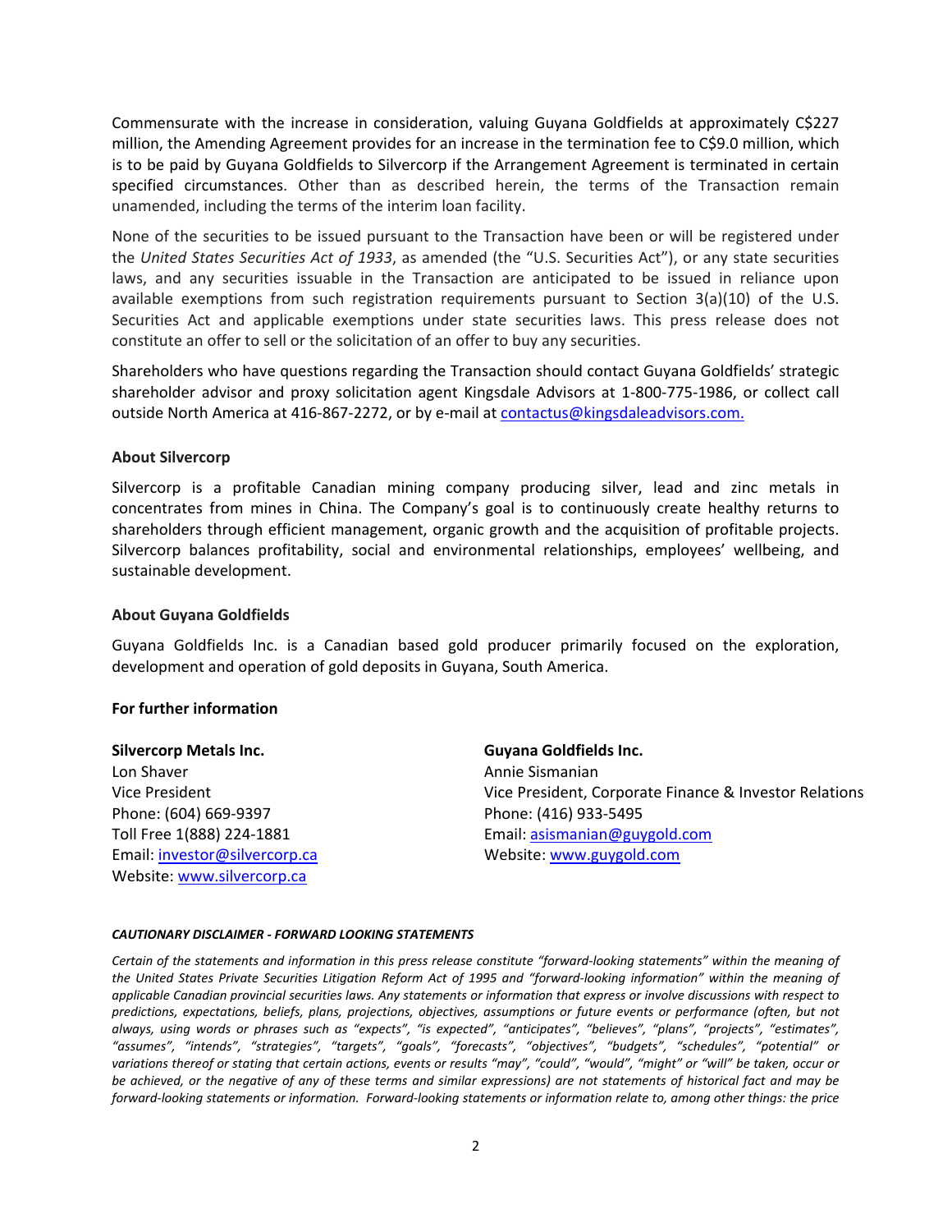Commensurate with the increase in consideration, valuing Guyana Goldfields at approximately C$227 million, the Amending Agreement provides for an increase in the termination fee to C$9.0 million, which is to be paid by Guyana Goldfields to Silvercorp if the Arrangement Agreement is terminated in certain specified circumstances. Other than as described herein, the terms of the Transaction remain unamended, including the terms of the interim loan facility.

None of the securities to be issued pursuant to the Transaction have been or will be registered under the *United States Securities Act of 1933*, as amended (the "U.S. Securities Act"), or any state securities laws, and any securities issuable in the Transaction are anticipated to be issued in reliance upon available exemptions from such registration requirements pursuant to Section 3(a)(10) of the U.S. Securities Act and applicable exemptions under state securities laws. This press release does not constitute an offer to sell or the solicitation of an offer to buy any securities.

Shareholders who have questions regarding the Transaction should contact Guyana Goldfields' strategic shareholder advisor and proxy solicitation agent Kingsdale Advisors at 1-800-775-1986, or collect call outside North America at 416-867-2272, or by e-mail at contactus@kingsdaleadvisors.com.

**About Silvercorp**

Silvercorp is a profitable Canadian mining company producing silver, lead and zinc metals in concentrates from mines in China. The Company's goal is to continuously create healthy returns to shareholders through efficient management, organic growth and the acquisition of profitable projects. Silvercorp balances profitability, social and environmental relationships, employees' wellbeing, and sustainable development.

**About Guyana Goldfields**

Guyana Goldfields Inc. is a Canadian based gold producer primarily focused on the exploration, development and operation of gold deposits in Guyana, South America.

**For further information**

**Silvercorp Metals Inc.**
Lon Shaver
Vice President
Phone: (604) 669-9397
Toll Free 1(888) 224-1881
Email: investor@silvercorp.ca
Website: www.silvercorp.ca

**Guyana Goldfields Inc.**
Annie Sismanian
Vice President, Corporate Finance & Investor Relations
Phone: (416) 933-5495
Email: asismanian@guygold.com
Website: www.guygold.com

***CAUTIONARY DISCLAIMER - FORWARD LOOKING STATEMENTS***

*Certain of the statements and information in this press release constitute "forward-looking statements" within the meaning of the United States Private Securities Litigation Reform Act of 1995 and "forward-looking information" within the meaning of applicable Canadian provincial securities laws. Any statements or information that express or involve discussions with respect to predictions, expectations, beliefs, plans, projections, objectives, assumptions or future events or performance (often, but not always, using words or phrases such as "expects", "is expected", "anticipates", "believes", "plans", "projects", "estimates", "assumes", "intends", "strategies", "targets", "goals", "forecasts", "objectives", "budgets", "schedules", "potential" or variations thereof or stating that certain actions, events or results "may", "could", "would", "might" or "will" be taken, occur or be achieved, or the negative of any of these terms and similar expressions) are not statements of historical fact and may be forward-looking statements or information. Forward-looking statements or information relate to, among other things: the price*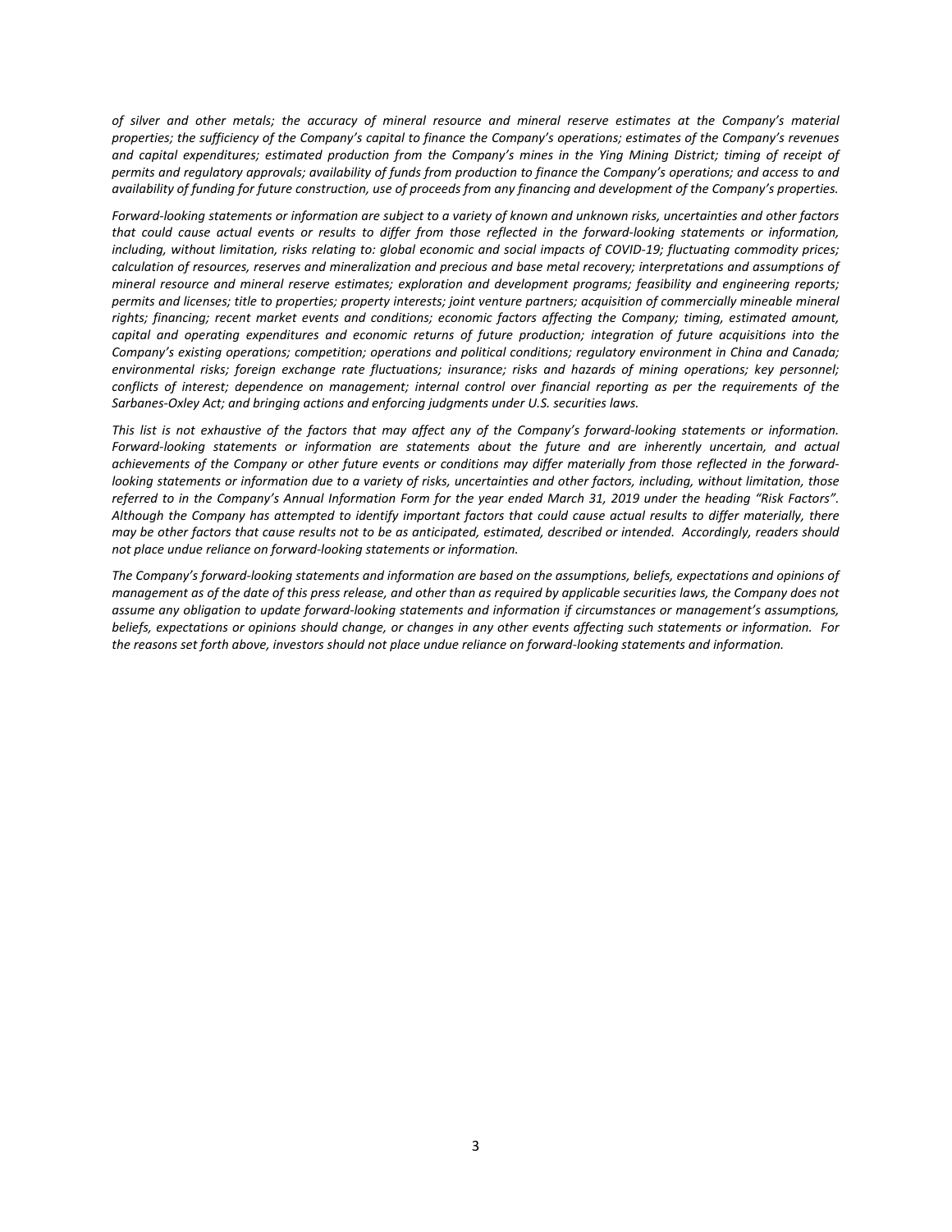*of silver and other metals; the accuracy of mineral resource and mineral reserve estimates at the Company's material properties; the sufficiency of the Company's capital to finance the Company's operations; estimates of the Company's revenues and capital expenditures; estimated production from the Company's mines in the Ying Mining District; timing of receipt of permits and regulatory approvals; availability of funds from production to finance the Company's operations; and access to and availability of funding for future construction, use of proceeds from any financing and development of the Company's properties.*

*Forward-looking statements or information are subject to a variety of known and unknown risks, uncertainties and other factors that could cause actual events or results to differ from those reflected in the forward-looking statements or information, including, without limitation, risks relating to: global economic and social impacts of COVID-19; fluctuating commodity prices; calculation of resources, reserves and mineralization and precious and base metal recovery; interpretations and assumptions of mineral resource and mineral reserve estimates; exploration and development programs; feasibility and engineering reports; permits and licenses; title to properties; property interests; joint venture partners; acquisition of commercially mineable mineral rights; financing; recent market events and conditions; economic factors affecting the Company; timing, estimated amount, capital and operating expenditures and economic returns of future production; integration of future acquisitions into the Company's existing operations; competition; operations and political conditions; regulatory environment in China and Canada; environmental risks; foreign exchange rate fluctuations; insurance; risks and hazards of mining operations; key personnel; conflicts of interest; dependence on management; internal control over financial reporting as per the requirements of the Sarbanes-Oxley Act; and bringing actions and enforcing judgments under U.S. securities laws.*

*This list is not exhaustive of the factors that may affect any of the Company's forward-looking statements or information. Forward-looking statements or information are statements about the future and are inherently uncertain, and actual achievements of the Company or other future events or conditions may differ materially from those reflected in the forward-looking statements or information due to a variety of risks, uncertainties and other factors, including, without limitation, those referred to in the Company's Annual Information Form for the year ended March 31, 2019 under the heading "Risk Factors". Although the Company has attempted to identify important factors that could cause actual results to differ materially, there may be other factors that cause results not to be as anticipated, estimated, described or intended. Accordingly, readers should not place undue reliance on forward-looking statements or information.*

*The Company's forward-looking statements and information are based on the assumptions, beliefs, expectations and opinions of management as of the date of this press release, and other than as required by applicable securities laws, the Company does not assume any obligation to update forward-looking statements and information if circumstances or management's assumptions, beliefs, expectations or opinions should change, or changes in any other events affecting such statements or information. For the reasons set forth above, investors should not place undue reliance on forward-looking statements and information.*